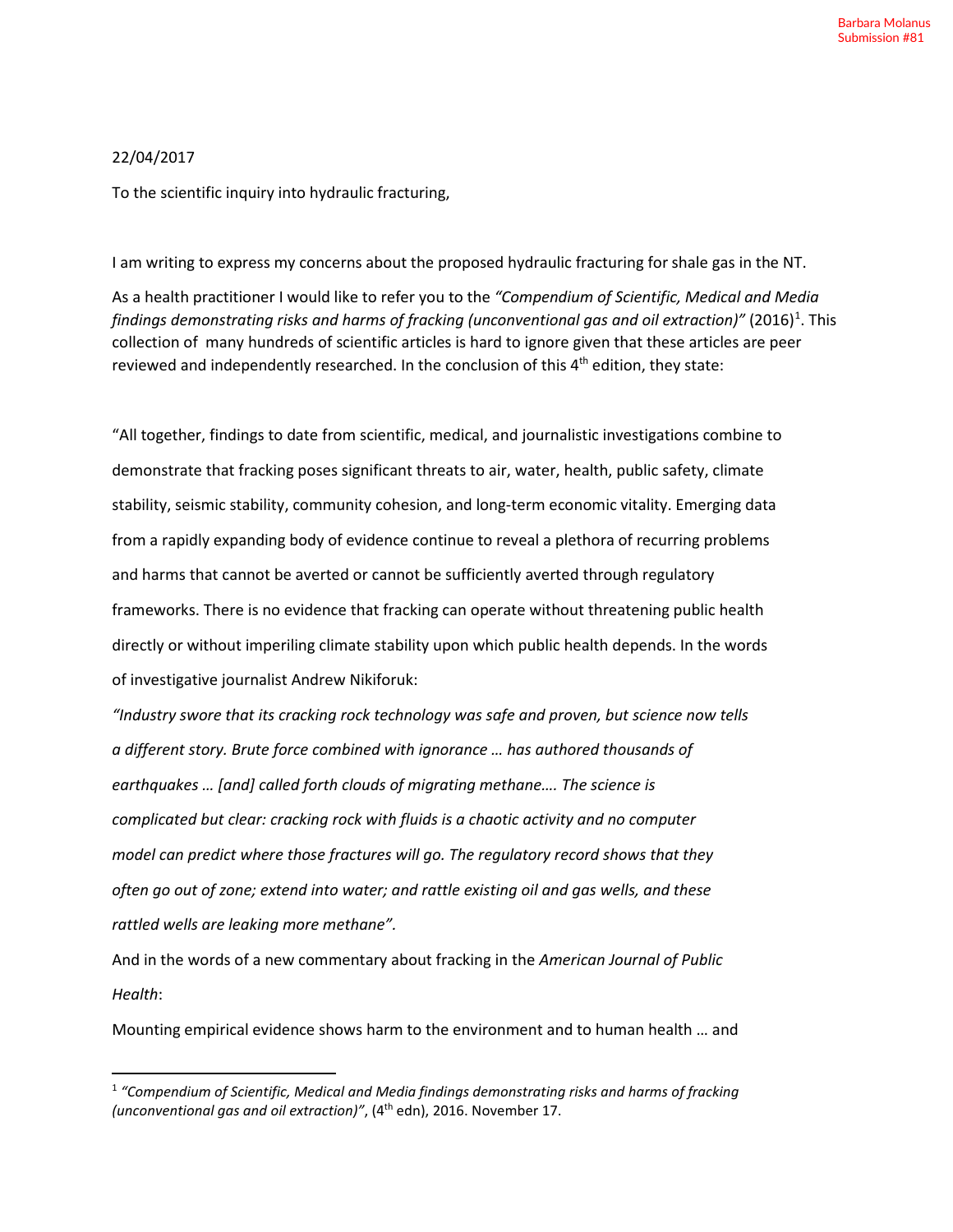Barbara Molanus
Submission #81

22/04/2017

To the scientific inquiry into hydraulic fracturing,

I am writing to express my concerns about the proposed hydraulic fracturing for shale gas in the NT.

As a health practitioner I would like to refer you to the *"Compendium of Scientific, Medical and Media findings demonstrating risks and harms of fracking (unconventional gas and oil extraction)"* (2016)[1]. This collection of many hundreds of scientific articles is hard to ignore given that these articles are peer reviewed and independently researched. In the conclusion of this 4th edition, they state:

"All together, findings to date from scientific, medical, and journalistic investigations combine to demonstrate that fracking poses significant threats to air, water, health, public safety, climate stability, seismic stability, community cohesion, and long-term economic vitality. Emerging data from a rapidly expanding body of evidence continue to reveal a plethora of recurring problems and harms that cannot be averted or cannot be sufficiently averted through regulatory frameworks. There is no evidence that fracking can operate without threatening public health directly or without imperiling climate stability upon which public health depends. In the words of investigative journalist Andrew Nikiforuk:

*"Industry swore that its cracking rock technology was safe and proven, but science now tells a different story. Brute force combined with ignorance … has authored thousands of earthquakes … [and] called forth clouds of migrating methane…. The science is complicated but clear: cracking rock with fluids is a chaotic activity and no computer model can predict where those fractures will go. The regulatory record shows that they often go out of zone; extend into water; and rattle existing oil and gas wells, and these rattled wells are leaking more methane".*

And in the words of a new commentary about fracking in the *American Journal of Public Health*:

Mounting empirical evidence shows harm to the environment and to human health … and

---

[1] *"Compendium of Scientific, Medical and Media findings demonstrating risks and harms of fracking (unconventional gas and oil extraction)"*, (4th edn), 2016. November 17.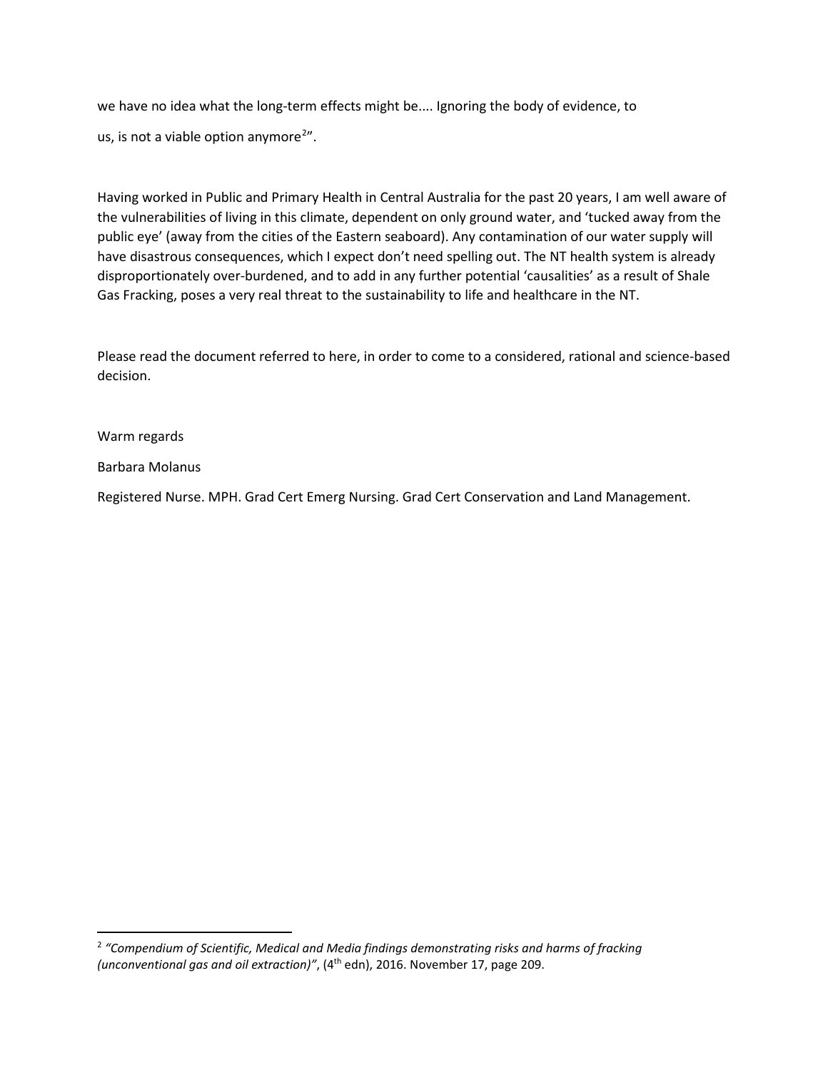we have no idea what the long-term effects might be.... Ignoring the body of evidence, to us, is not a viable option anymore[2]".

Having worked in Public and Primary Health in Central Australia for the past 20 years, I am well aware of the vulnerabilities of living in this climate, dependent on only ground water, and 'tucked away from the public eye' (away from the cities of the Eastern seaboard). Any contamination of our water supply will have disastrous consequences, which I expect don't need spelling out. The NT health system is already disproportionately over-burdened, and to add in any further potential 'causalities' as a result of Shale Gas Fracking, poses a very real threat to the sustainability to life and healthcare in the NT.

Please read the document referred to here, in order to come to a considered, rational and science-based decision.

Warm regards

Barbara Molanus

Registered Nurse. MPH. Grad Cert Emerg Nursing. Grad Cert Conservation and Land Management.

---

[2] *"Compendium of Scientific, Medical and Media findings demonstrating risks and harms of fracking (unconventional gas and oil extraction)"*, (4th edn), 2016. November 17, page 209.